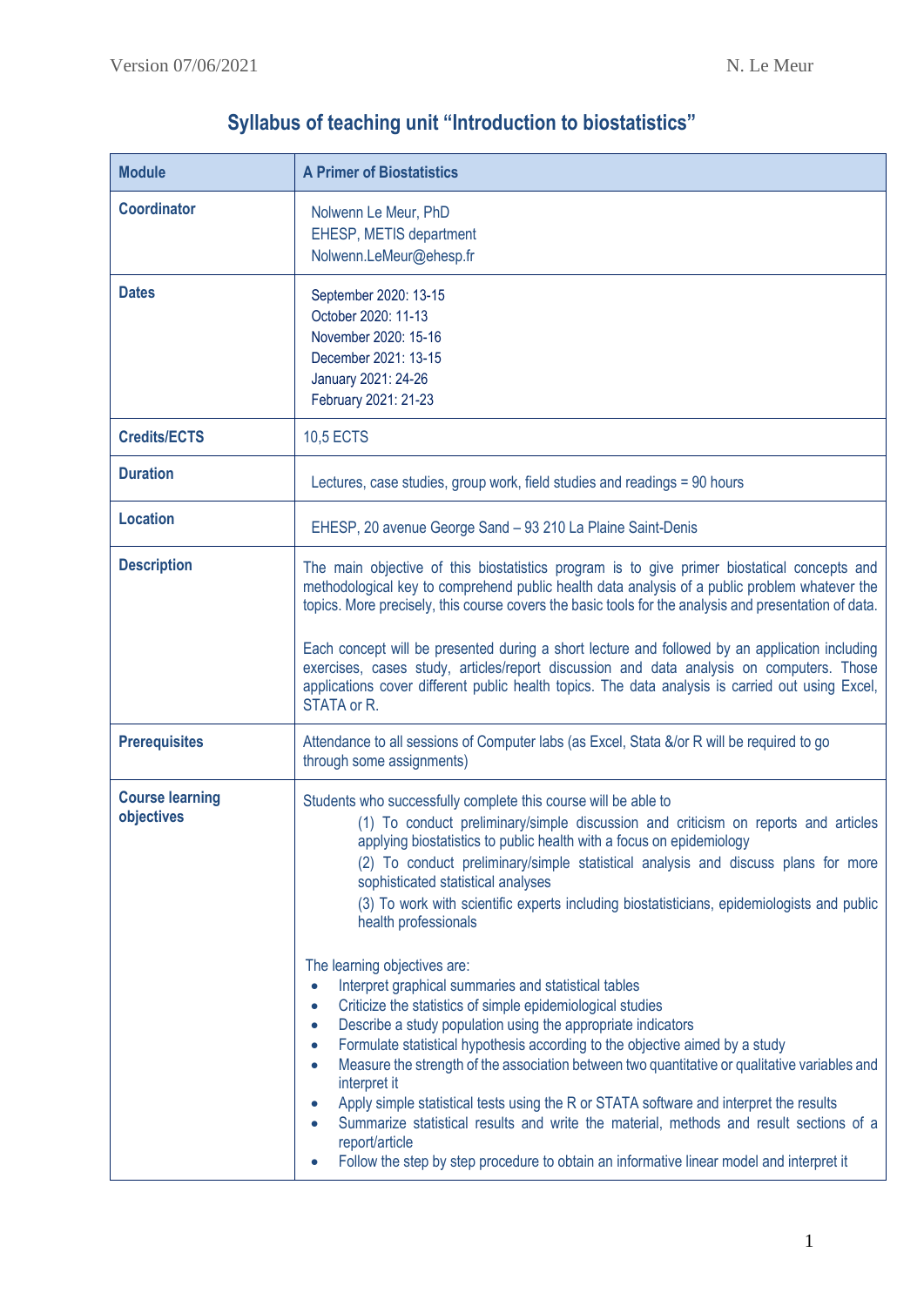# Syllabus of teaching unit “Introduction to biostatistics”

| Module | A Primer of Biostatistics |
|---|---|
| Coordinator | Nolwenn Le Meur, PhD<br>EHESP, METIS department<br>Nolwenn.LeMeur@ehesp.fr |
| Dates | September 2020: 13-15<br>October 2020: 11-13<br>November 2020: 15-16<br>December 2021: 13-15<br>January 2021: 24-26<br>February 2021: 21-23 |
| Credits/ECTS | 10,5 ECTS |
| Duration | Lectures, case studies, group work, field studies and readings = 90 hours |
| Location | EHESP, 20 avenue George Sand – 93 210 La Plaine Saint-Denis |
| Description | The main objective of this biostatistics program is to give primer biostatical concepts and methodological key to comprehend public health data analysis of a public problem whatever the topics. More precisely, this course covers the basic tools for the analysis and presentation of data.<br><br>Each concept will be presented during a short lecture and followed by an application including exercises, cases study, articles/report discussion and data analysis on computers. Those applications cover different public health topics. The data analysis is carried out using Excel, STATA or R. |
| Prerequisites | Attendance to all sessions of Computer labs (as Excel, Stata &/or R will be required to go through some assignments) |
| Course learning objectives | Students who successfully complete this course will be able to<br>(1) To conduct preliminary/simple discussion and criticism on reports and articles applying biostatistics to public health with a focus on epidemiology<br>(2) To conduct preliminary/simple statistical analysis and discuss plans for more sophisticated statistical analyses<br>(3) To work with scientific experts including biostatisticians, epidemiologists and public health professionals<br><br>The learning objectives are:<br>• Interpret graphical summaries and statistical tables<br>• Criticize the statistics of simple epidemiological studies<br>• Describe a study population using the appropriate indicators<br>• Formulate statistical hypothesis according to the objective aimed by a study<br>• Measure the strength of the association between two quantitative or qualitative variables and interpret it<br>• Apply simple statistical tests using the R or STATA software and interpret the results<br>• Summarize statistical results and write the material, methods and result sections of a report/article<br>• Follow the step by step procedure to obtain an informative linear model and interpret it |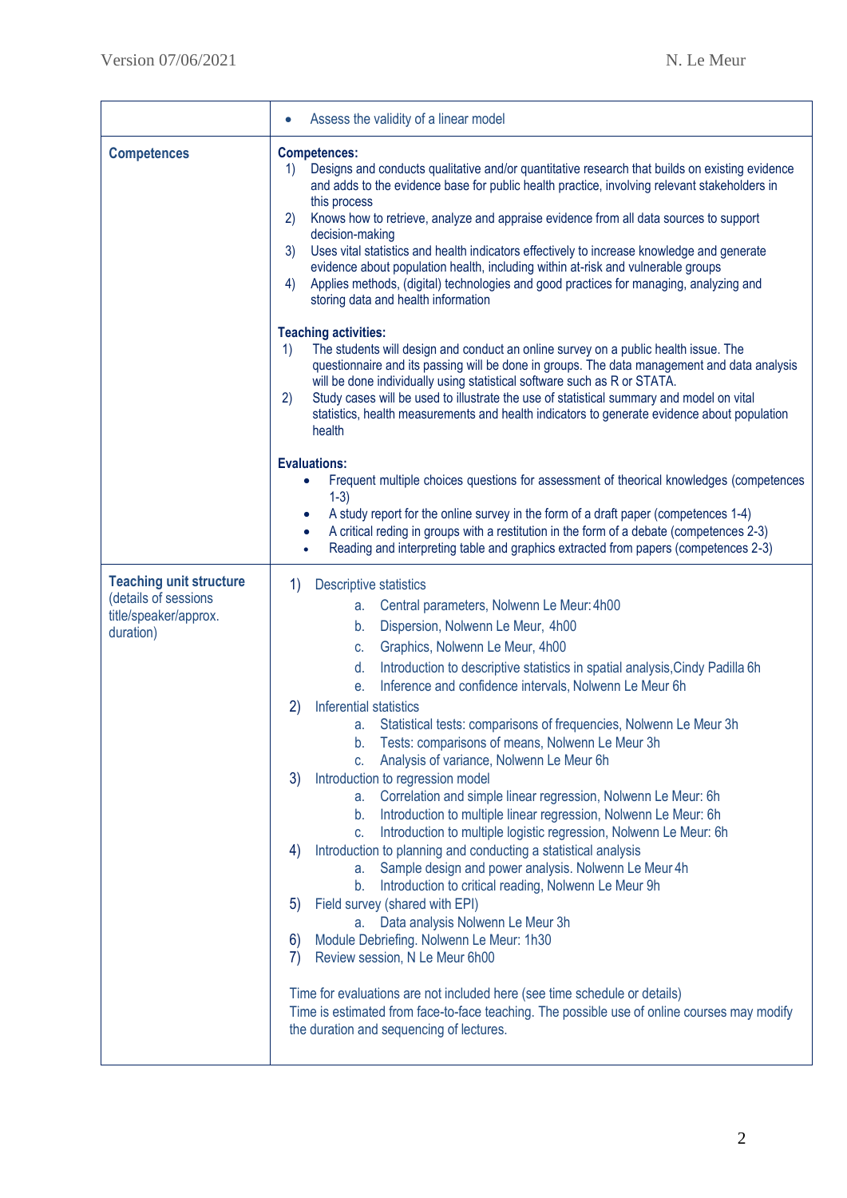| | |
|---|---|
| | • Assess the validity of a linear model |
| **Competences** | **Competences:**<br>1) Designs and conducts qualitative and/or quantitative research that builds on existing evidence and adds to the evidence base for public health practice, involving relevant stakeholders in this process<br>2) Knows how to retrieve, analyze and appraise evidence from all data sources to support decision-making<br>3) Uses vital statistics and health indicators effectively to increase knowledge and generate evidence about population health, including within at-risk and vulnerable groups<br>4) Applies methods, (digital) technologies and good practices for managing, analyzing and storing data and health information<br><br>**Teaching activities:**<br>1) The students will design and conduct an online survey on a public health issue. The questionnaire and its passing will be done in groups. The data management and data analysis will be done individually using statistical software such as R or STATA.<br>2) Study cases will be used to illustrate the use of statistical summary and model on vital statistics, health measurements and health indicators to generate evidence about population health<br><br>**Evaluations:**<br>• Frequent multiple choices questions for assessment of theorical knowledges (competences 1-3)<br>• A study report for the online survey in the form of a draft paper (competences 1-4)<br>• A critical reding in groups with a restitution in the form of a debate (competences 2-3)<br>• Reading and interpreting table and graphics extracted from papers (competences 2-3) |
| **Teaching unit structure** (details of sessions title/speaker/approx. duration) | 1) Descriptive statistics<br>a. Central parameters, Nolwenn Le Meur: 4h00<br>b. Dispersion, Nolwenn Le Meur, 4h00<br>c. Graphics, Nolwenn Le Meur, 4h00<br>d. Introduction to descriptive statistics in spatial analysis, Cindy Padilla 6h<br>e. Inference and confidence intervals, Nolwenn Le Meur 6h<br>2) Inferential statistics<br>a. Statistical tests: comparisons of frequencies, Nolwenn Le Meur 3h<br>b. Tests: comparisons of means, Nolwenn Le Meur 3h<br>c. Analysis of variance, Nolwenn Le Meur 6h<br>3) Introduction to regression model<br>a. Correlation and simple linear regression, Nolwenn Le Meur: 6h<br>b. Introduction to multiple linear regression, Nolwenn Le Meur: 6h<br>c. Introduction to multiple logistic regression, Nolwenn Le Meur: 6h<br>4) Introduction to planning and conducting a statistical analysis<br>a. Sample design and power analysis. Nolwenn Le Meur 4h<br>b. Introduction to critical reading, Nolwenn Le Meur 9h<br>5) Field survey (shared with EPI)<br>a. Data analysis Nolwenn Le Meur 3h<br>6) Module Debriefing. Nolwenn Le Meur: 1h30<br>7) Review session, N Le Meur 6h00<br><br>Time for evaluations are not included here (see time schedule or details)<br>Time is estimated from face-to-face teaching. The possible use of online courses may modify the duration and sequencing of lectures. |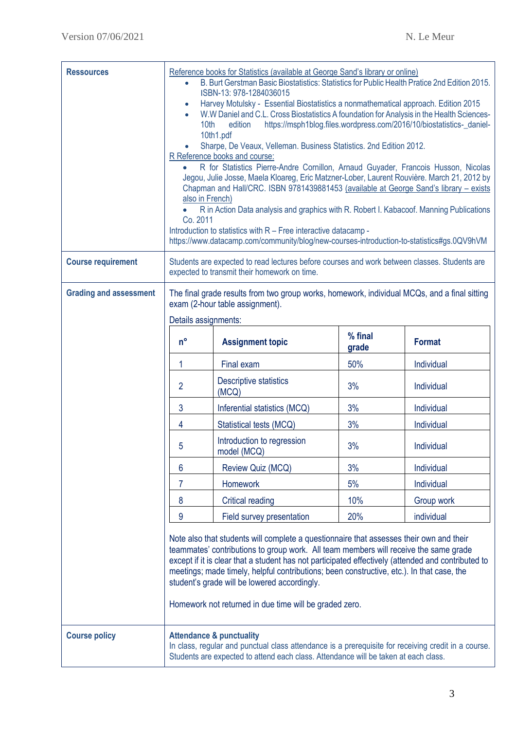| | |
|---|---|
| **Ressources** | Reference books for Statistics (available at George Sand's library or online)<br>• B. Burt Gerstman Basic Biostatistics: Statistics for Public Health Pratice 2nd Edition 2015. ISBN-13: 978-1284036015<br>• Harvey Motulsky - Essential Biostatistics a nonmathematical approach. Edition 2015<br>• W.W Daniel and C.L. Cross Biostatistics A foundation for Analysis in the Health Sciences- 10th edition https://msph1blog.files.wordpress.com/2016/10/biostatistics-_daniel-10th1.pdf<br>• Sharpe, De Veaux, Velleman. Business Statistics. 2nd Edition 2012.<br>R Reference books and course:<br>• R for Statistics Pierre-Andre Cornillon, Arnaud Guyader, Francois Husson, Nicolas Jegou, Julie Josse, Maela Kloareg, Eric Matzner-Lober, Laurent Rouvière. March 21, 2012 by Chapman and Hall/CRC. ISBN 9781439881453 (available at George Sand's library – exists also in French)<br>• R in Action Data analysis and graphics with R. Robert I. Kabacoof. Manning Publications Co. 2011<br>Introduction to statistics with R – Free interactive datacamp - https://www.datacamp.com/community/blog/new-courses-introduction-to-statistics#gs.0QV9hVM |
| **Course requirement** | Students are expected to read lectures before courses and work between classes. Students are expected to transmit their homework on time. |
| **Grading and assessment** | The final grade results from two group works, homework, individual MCQs, and a final sitting exam (2-hour table assignment).<br>Details assignments: (see table below)<br>Note also that students will complete a questionnaire that assesses their own and their teammates' contributions to group work. All team members will receive the same grade except if it is clear that a student has not participated effectively (attended and contributed to meetings; made timely, helpful contributions; been constructive, etc.). In that case, the student's grade will be lowered accordingly.<br>Homework not returned in due time will be graded zero. |
| **Course policy** | **Attendance & punctuality**<br>In class, regular and punctual class attendance is a prerequisite for receiving credit in a course. Students are expected to attend each class. Attendance will be taken at each class. |

Details assignments:

| n° | Assignment topic | % final grade | Format |
|---|---|---|---|
| 1 | Final exam | 50% | Individual |
| 2 | Descriptive statistics (MCQ) | 3% | Individual |
| 3 | Inferential statistics (MCQ) | 3% | Individual |
| 4 | Statistical tests (MCQ) | 3% | Individual |
| 5 | Introduction to regression model (MCQ) | 3% | Individual |
| 6 | Review Quiz (MCQ) | 3% | Individual |
| 7 | Homework | 5% | Individual |
| 8 | Critical reading | 10% | Group work |
| 9 | Field survey presentation | 20% | individual |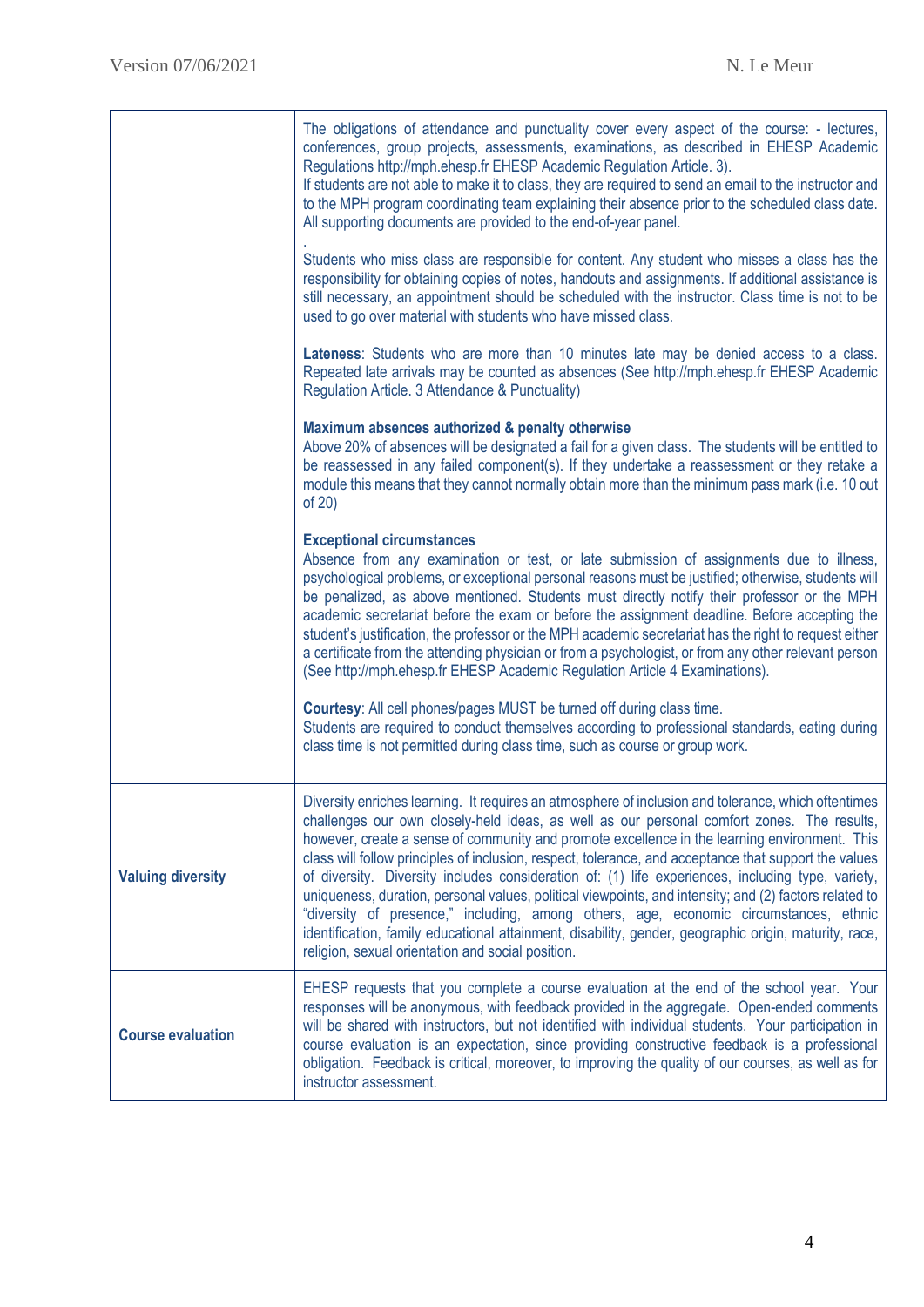| | |
|---|---|
| | The obligations of attendance and punctuality cover every aspect of the course: - lectures, conferences, group projects, assessments, examinations, as described in EHESP Academic Regulations http://mph.ehesp.fr EHESP Academic Regulation Article. 3).<br>If students are not able to make it to class, they are required to send an email to the instructor and to the MPH program coordinating team explaining their absence prior to the scheduled class date. All supporting documents are provided to the end-of-year panel.<br>.<br>Students who miss class are responsible for content. Any student who misses a class has the responsibility for obtaining copies of notes, handouts and assignments. If additional assistance is still necessary, an appointment should be scheduled with the instructor. Class time is not to be used to go over material with students who have missed class.<br><br>**Lateness**: Students who are more than 10 minutes late may be denied access to a class. Repeated late arrivals may be counted as absences (See http://mph.ehesp.fr EHESP Academic Regulation Article. 3 Attendance & Punctuality)<br><br>**Maximum absences authorized & penalty otherwise**<br>Above 20% of absences will be designated a fail for a given class. The students will be entitled to be reassessed in any failed component(s). If they undertake a reassessment or they retake a module this means that they cannot normally obtain more than the minimum pass mark (i.e. 10 out of 20)<br><br>**Exceptional circumstances**<br>Absence from any examination or test, or late submission of assignments due to illness, psychological problems, or exceptional personal reasons must be justified; otherwise, students will be penalized, as above mentioned. Students must directly notify their professor or the MPH academic secretariat before the exam or before the assignment deadline. Before accepting the student's justification, the professor or the MPH academic secretariat has the right to request either a certificate from the attending physician or from a psychologist, or from any other relevant person (See http://mph.ehesp.fr EHESP Academic Regulation Article 4 Examinations).<br><br>**Courtesy**: All cell phones/pages MUST be turned off during class time.<br>Students are required to conduct themselves according to professional standards, eating during class time is not permitted during class time, such as course or group work. |
| **Valuing diversity** | Diversity enriches learning. It requires an atmosphere of inclusion and tolerance, which oftentimes challenges our own closely-held ideas, as well as our personal comfort zones. The results, however, create a sense of community and promote excellence in the learning environment. This class will follow principles of inclusion, respect, tolerance, and acceptance that support the values of diversity. Diversity includes consideration of: (1) life experiences, including type, variety, uniqueness, duration, personal values, political viewpoints, and intensity; and (2) factors related to "diversity of presence," including, among others, age, economic circumstances, ethnic identification, family educational attainment, disability, gender, geographic origin, maturity, race, religion, sexual orientation and social position. |
| **Course evaluation** | EHESP requests that you complete a course evaluation at the end of the school year. Your responses will be anonymous, with feedback provided in the aggregate. Open-ended comments will be shared with instructors, but not identified with individual students. Your participation in course evaluation is an expectation, since providing constructive feedback is a professional obligation. Feedback is critical, moreover, to improving the quality of our courses, as well as for instructor assessment. |